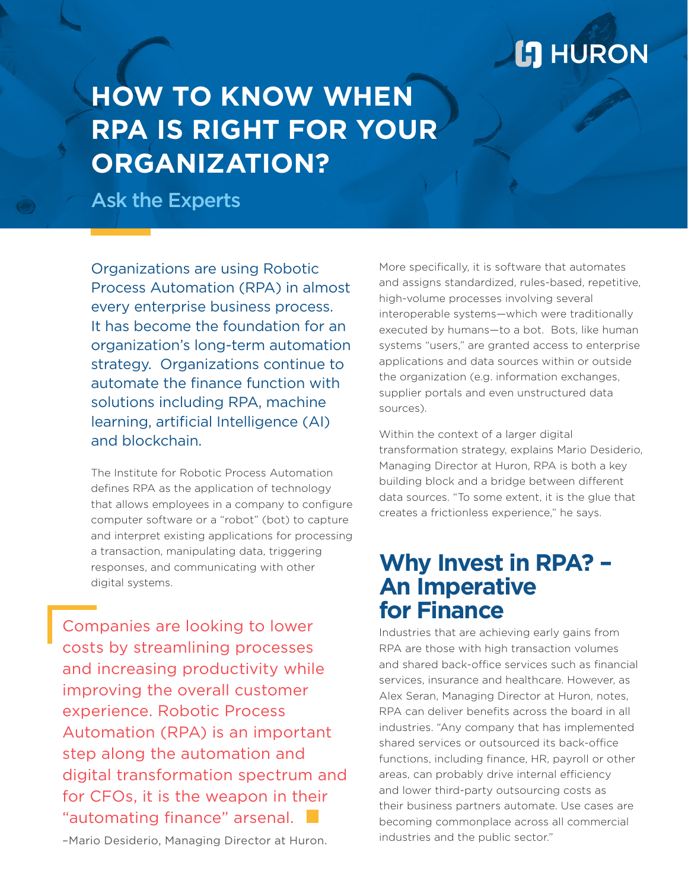HURON

# HOW TO KNOW WHEN RPA IS RIGHT FOR YOUR ORGANIZATION?

## Ask the Experts

Organizations are using Robotic Process Automation (RPA) in almost every enterprise business process. It has become the foundation for an organization's long-term automation strategy. Organizations continue to automate the finance function with solutions including RPA, machine learning, artificial Intelligence (AI) and blockchain.

The Institute for Robotic Process Automation defines RPA as the application of technology that allows employees in a company to configure computer software or a "robot" (bot) to capture and interpret existing applications for processing a transaction, manipulating data, triggering responses, and communicating with other digital systems.

> Companies are looking to lower costs by streamlining processes and increasing productivity while improving the overall customer experience. Robotic Process Automation (RPA) is an important step along the automation and digital transformation spectrum and for CFOs, it is the weapon in their "automating finance" arsenal.
>
> –Mario Desiderio, Managing Director at Huron.

More specifically, it is software that automates and assigns standardized, rules-based, repetitive, high-volume processes involving several interoperable systems—which were traditionally executed by humans—to a bot. Bots, like human systems "users," are granted access to enterprise applications and data sources within or outside the organization (e.g. information exchanges, supplier portals and even unstructured data sources).

Within the context of a larger digital transformation strategy, explains Mario Desiderio, Managing Director at Huron, RPA is both a key building block and a bridge between different data sources. "To some extent, it is the glue that creates a frictionless experience," he says.

## Why Invest in RPA? – An Imperative for Finance

Industries that are achieving early gains from RPA are those with high transaction volumes and shared back-office services such as financial services, insurance and healthcare. However, as Alex Seran, Managing Director at Huron, notes, RPA can deliver benefits across the board in all industries. "Any company that has implemented shared services or outsourced its back-office functions, including finance, HR, payroll or other areas, can probably drive internal efficiency and lower third-party outsourcing costs as their business partners automate. Use cases are becoming commonplace across all commercial industries and the public sector."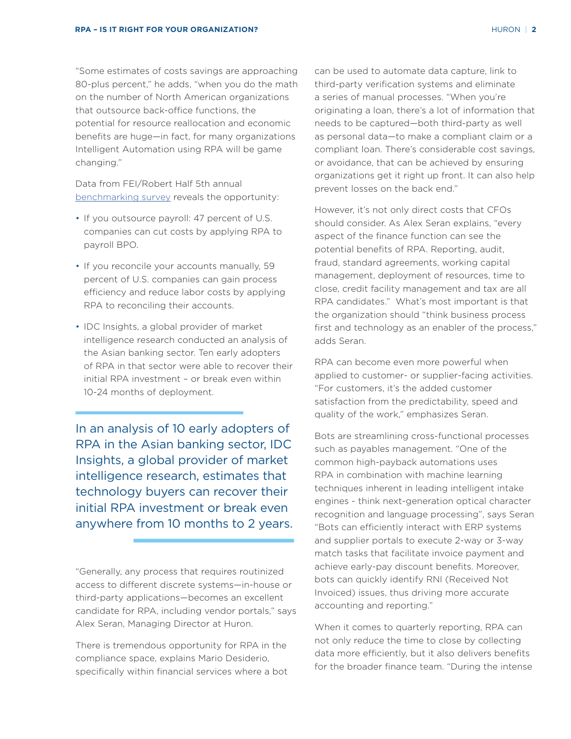"Some estimates of costs savings are approaching 80-plus percent," he adds, "when you do the math on the number of North American organizations that outsource back-office functions, the potential for resource reallocation and economic benefits are huge—in fact, for many organizations Intelligent Automation using RPA will be game changing."

Data from FEI/Robert Half 5th annual benchmarking survey reveals the opportunity:

- If you outsource payroll: 47 percent of U.S. companies can cut costs by applying RPA to payroll BPO.
- If you reconcile your accounts manually, 59 percent of U.S. companies can gain process efficiency and reduce labor costs by applying RPA to reconciling their accounts.
- IDC Insights, a global provider of market intelligence research conducted an analysis of the Asian banking sector. Ten early adopters of RPA in that sector were able to recover their initial RPA investment – or break even within 10-24 months of deployment.

> In an analysis of 10 early adopters of RPA in the Asian banking sector, IDC Insights, a global provider of market intelligence research, estimates that technology buyers can recover their initial RPA investment or break even anywhere from 10 months to 2 years.

"Generally, any process that requires routinized access to different discrete systems—in-house or third-party applications—becomes an excellent candidate for RPA, including vendor portals," says Alex Seran, Managing Director at Huron.

There is tremendous opportunity for RPA in the compliance space, explains Mario Desiderio, specifically within financial services where a bot can be used to automate data capture, link to third-party verification systems and eliminate a series of manual processes. "When you're originating a loan, there's a lot of information that needs to be captured—both third-party as well as personal data—to make a compliant claim or a compliant loan. There's considerable cost savings, or avoidance, that can be achieved by ensuring organizations get it right up front. It can also help prevent losses on the back end."

However, it's not only direct costs that CFOs should consider. As Alex Seran explains, "every aspect of the finance function can see the potential benefits of RPA. Reporting, audit, fraud, standard agreements, working capital management, deployment of resources, time to close, credit facility management and tax are all RPA candidates." What's most important is that the organization should "think business process first and technology as an enabler of the process," adds Seran.

RPA can become even more powerful when applied to customer- or supplier-facing activities. "For customers, it's the added customer satisfaction from the predictability, speed and quality of the work," emphasizes Seran.

Bots are streamlining cross-functional processes such as payables management. "One of the common high-payback automations uses RPA in combination with machine learning techniques inherent in leading intelligent intake engines - think next-generation optical character recognition and language processing", says Seran "Bots can efficiently interact with ERP systems and supplier portals to execute 2-way or 3-way match tasks that facilitate invoice payment and achieve early-pay discount benefits. Moreover, bots can quickly identify RNI (Received Not Invoiced) issues, thus driving more accurate accounting and reporting."

When it comes to quarterly reporting, RPA can not only reduce the time to close by collecting data more efficiently, but it also delivers benefits for the broader finance team. "During the intense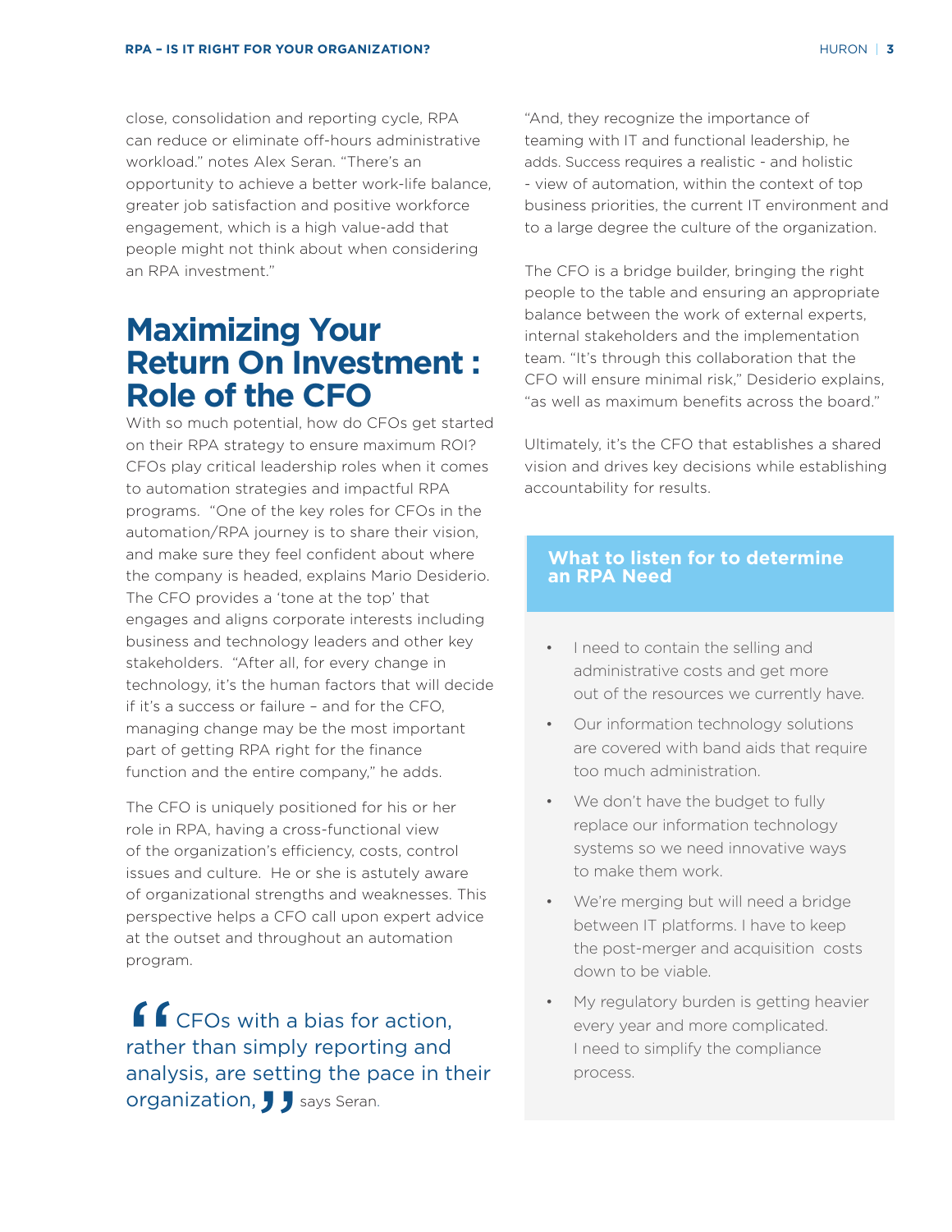close, consolidation and reporting cycle, RPA can reduce or eliminate off-hours administrative workload." notes Alex Seran. "There's an opportunity to achieve a better work-life balance, greater job satisfaction and positive workforce engagement, which is a high value-add that people might not think about when considering an RPA investment."

## Maximizing Your Return On Investment : Role of the CFO

With so much potential, how do CFOs get started on their RPA strategy to ensure maximum ROI? CFOs play critical leadership roles when it comes to automation strategies and impactful RPA programs. "One of the key roles for CFOs in the automation/RPA journey is to share their vision, and make sure they feel confident about where the company is headed, explains Mario Desiderio. The CFO provides a 'tone at the top' that engages and aligns corporate interests including business and technology leaders and other key stakeholders. "After all, for every change in technology, it's the human factors that will decide if it's a success or failure – and for the CFO, managing change may be the most important part of getting RPA right for the finance function and the entire company," he adds.

The CFO is uniquely positioned for his or her role in RPA, having a cross-functional view of the organization's efficiency, costs, control issues and culture. He or she is astutely aware of organizational strengths and weaknesses. This perspective helps a CFO call upon expert advice at the outset and throughout an automation program.

> "CFOs with a bias for action, rather than simply reporting and analysis, are setting the pace in their organization," says Seran.

"And, they recognize the importance of teaming with IT and functional leadership, he adds. Success requires a realistic - and holistic - view of automation, within the context of top business priorities, the current IT environment and to a large degree the culture of the organization.

The CFO is a bridge builder, bringing the right people to the table and ensuring an appropriate balance between the work of external experts, internal stakeholders and the implementation team. "It's through this collaboration that the CFO will ensure minimal risk," Desiderio explains, "as well as maximum benefits across the board."

Ultimately, it's the CFO that establishes a shared vision and drives key decisions while establishing accountability for results.

### What to listen for to determine an RPA Need

- I need to contain the selling and administrative costs and get more out of the resources we currently have.
- Our information technology solutions are covered with band aids that require too much administration.
- We don't have the budget to fully replace our information technology systems so we need innovative ways to make them work.
- We're merging but will need a bridge between IT platforms. I have to keep the post-merger and acquisition costs down to be viable.
- My regulatory burden is getting heavier every year and more complicated. I need to simplify the compliance process.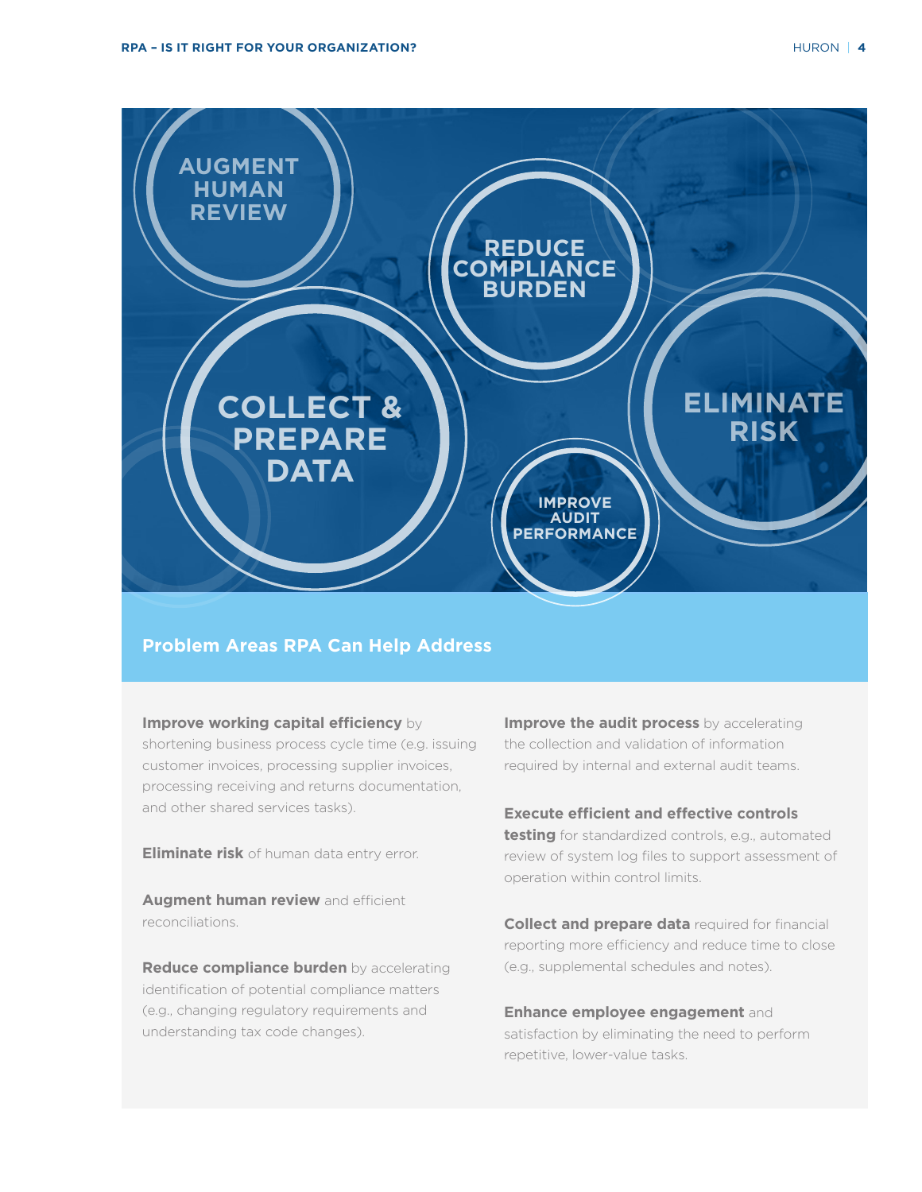AUGMENT HUMAN REVIEW

REDUCE COMPLIANCE BURDEN

COLLECT & PREPARE DATA

ELIMINATE RISK

IMPROVE AUDIT PERFORMANCE

## Problem Areas RPA Can Help Address

**Improve working capital efficiency** by shortening business process cycle time (e.g. issuing customer invoices, processing supplier invoices, processing receiving and returns documentation, and other shared services tasks).

**Eliminate risk** of human data entry error.

**Augment human review** and efficient reconciliations.

**Reduce compliance burden** by accelerating identification of potential compliance matters (e.g., changing regulatory requirements and understanding tax code changes).

**Improve the audit process** by accelerating the collection and validation of information required by internal and external audit teams.

**Execute efficient and effective controls testing** for standardized controls, e.g., automated review of system log files to support assessment of operation within control limits.

**Collect and prepare data** required for financial reporting more efficiency and reduce time to close (e.g., supplemental schedules and notes).

**Enhance employee engagement** and satisfaction by eliminating the need to perform repetitive, lower-value tasks.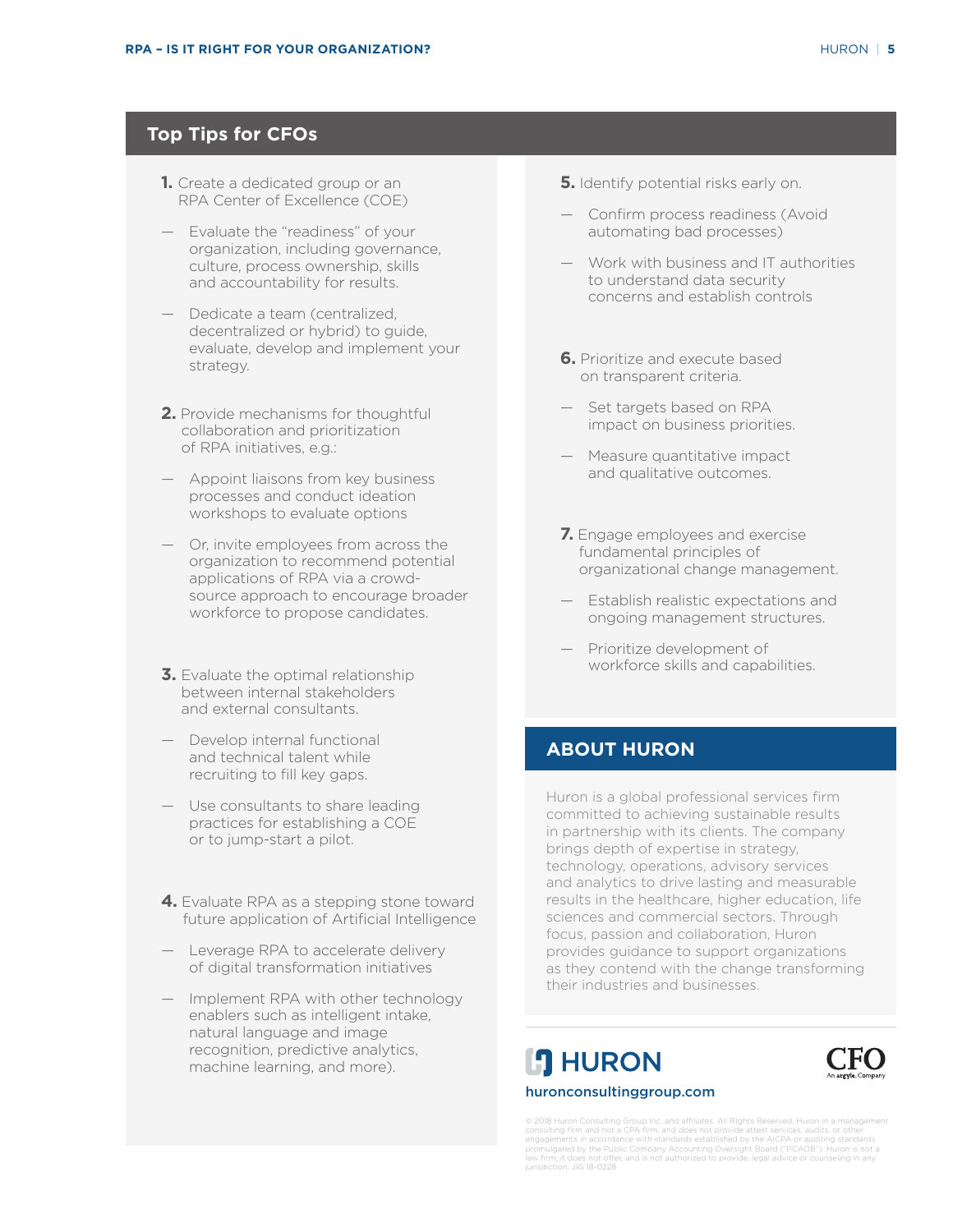## Top Tips for CFOs

**1.** Create a dedicated group or an RPA Center of Excellence (COE)

- Evaluate the "readiness" of your organization, including governance, culture, process ownership, skills and accountability for results.
- Dedicate a team (centralized, decentralized or hybrid) to guide, evaluate, develop and implement your strategy.

**2.** Provide mechanisms for thoughtful collaboration and prioritization of RPA initiatives, e.g.:

- Appoint liaisons from key business processes and conduct ideation workshops to evaluate options
- Or, invite employees from across the organization to recommend potential applications of RPA via a crowd-source approach to encourage broader workforce to propose candidates.

**3.** Evaluate the optimal relationship between internal stakeholders and external consultants.

- Develop internal functional and technical talent while recruiting to fill key gaps.
- Use consultants to share leading practices for establishing a COE or to jump-start a pilot.

**4.** Evaluate RPA as a stepping stone toward future application of Artificial Intelligence

- Leverage RPA to accelerate delivery of digital transformation initiatives
- Implement RPA with other technology enablers such as intelligent intake, natural language and image recognition, predictive analytics, machine learning, and more).

**5.** Identify potential risks early on.

- Confirm process readiness (Avoid automating bad processes)
- Work with business and IT authorities to understand data security concerns and establish controls

**6.** Prioritize and execute based on transparent criteria.

- Set targets based on RPA impact on business priorities.
- Measure quantitative impact and qualitative outcomes.

**7.** Engage employees and exercise fundamental principles of organizational change management.

- Establish realistic expectations and ongoing management structures.
- Prioritize development of workforce skills and capabilities.

## ABOUT HURON

Huron is a global professional services firm committed to achieving sustainable results in partnership with its clients. The company brings depth of expertise in strategy, technology, operations, advisory services and analytics to drive lasting and measurable results in the healthcare, higher education, life sciences and commercial sectors. Through focus, passion and collaboration, Huron provides guidance to support organizations as they contend with the change transforming their industries and businesses.

HURON

huronconsultinggroup.com

CFO An argyle. Company

© 2018 Huron Consulting Group Inc. and affiliates. All Rights Reserved. Huron is a management consulting firm and not a CPA firm, and does not provide attest services, audits, or other engagements in accordance with standards established by the AICPA or auditing standards promulgated by the Public Company Accounting Oversight Board ("PCAOB"). Huron is not a law firm; it does not offer, and is not authorized to provide, legal advice or counseling in any jurisdiction. JIG 18-0228